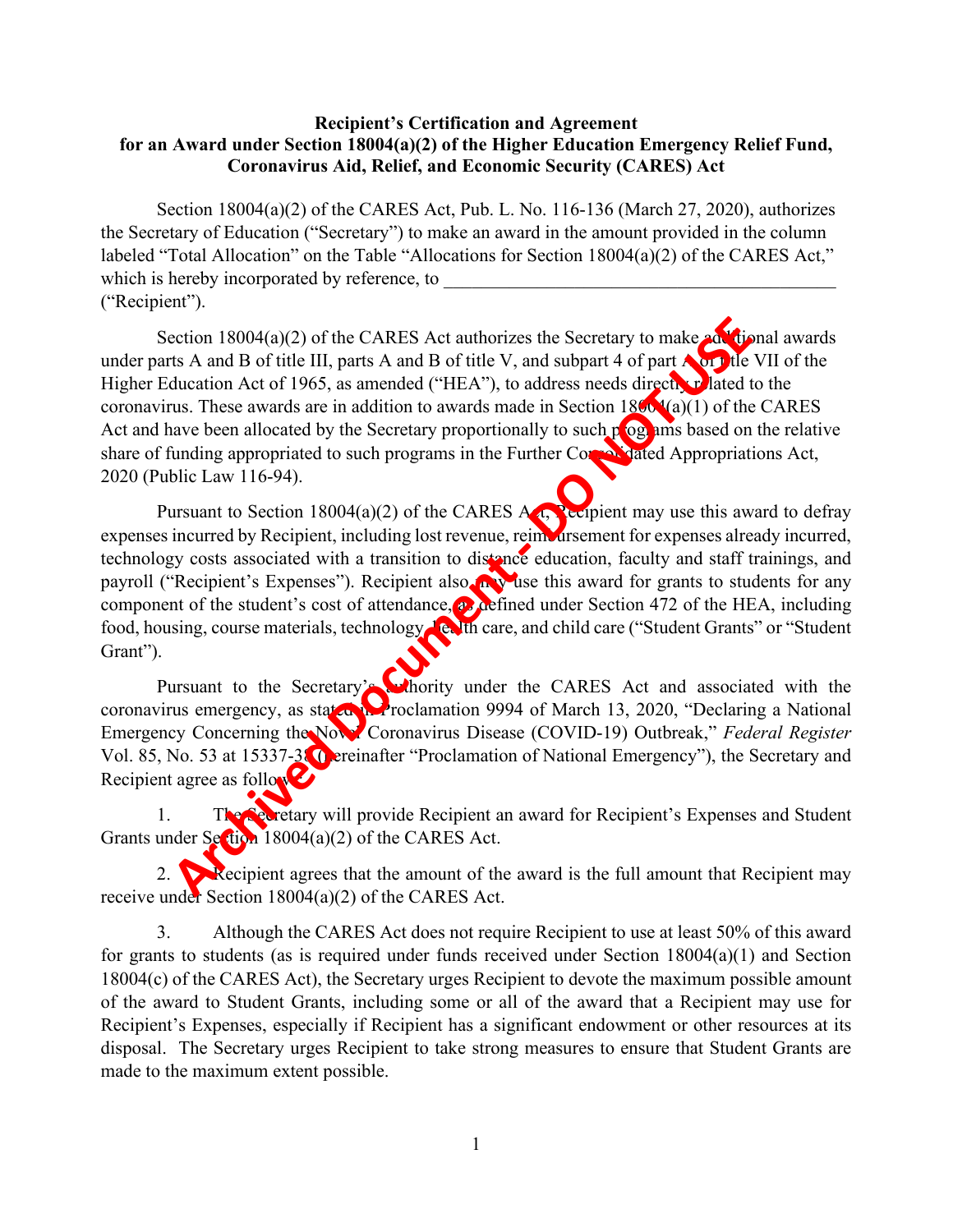**Recipient's Certification and Agreement**
**for an Award under Section 18004(a)(2) of the Higher Education Emergency Relief Fund, Coronavirus Aid, Relief, and Economic Security (CARES) Act**

Section 18004(a)(2) of the CARES Act, Pub. L. No. 116-136 (March 27, 2020), authorizes the Secretary of Education ("Secretary") to make an award in the amount provided in the column labeled "Total Allocation" on the Table "Allocations for Section 18004(a)(2) of the CARES Act," which is hereby incorporated by reference, to \_\_\_\_\_\_\_\_\_\_\_\_\_\_\_\_\_\_\_\_\_\_\_\_\_\_\_\_\_\_\_\_\_\_\_\_\_\_\_\_\_\_ ("Recipient").

Section 18004(a)(2) of the CARES Act authorizes the Secretary to make additional awards under parts A and B of title III, parts A and B of title V, and subpart 4 of part A of title VII of the Higher Education Act of 1965, as amended ("HEA"), to address needs directly related to the coronavirus. These awards are in addition to awards made in Section 18004(a)(1) of the CARES Act and have been allocated by the Secretary proportionally to such programs based on the relative share of funding appropriated to such programs in the Further Consolidated Appropriations Act, 2020 (Public Law 116-94).

Pursuant to Section 18004(a)(2) of the CARES Act, Recipient may use this award to defray expenses incurred by Recipient, including lost revenue, reimbursement for expenses already incurred, technology costs associated with a transition to distance education, faculty and staff trainings, and payroll ("Recipient's Expenses"). Recipient also may use this award for grants to students for any component of the student's cost of attendance, as defined under Section 472 of the HEA, including food, housing, course materials, technology, health care, and child care ("Student Grants" or "Student Grant").

Pursuant to the Secretary's authority under the CARES Act and associated with the coronavirus emergency, as stated in Proclamation 9994 of March 13, 2020, "Declaring a National Emergency Concerning the Novel Coronavirus Disease (COVID-19) Outbreak," *Federal Register* Vol. 85, No. 53 at 15337-38 (hereinafter "Proclamation of National Emergency"), the Secretary and Recipient agree as follows:

1. The Secretary will provide Recipient an award for Recipient's Expenses and Student Grants under Section 18004(a)(2) of the CARES Act.

2. Recipient agrees that the amount of the award is the full amount that Recipient may receive under Section 18004(a)(2) of the CARES Act.

3. Although the CARES Act does not require Recipient to use at least 50% of this award for grants to students (as is required under funds received under Section 18004(a)(1) and Section 18004(c) of the CARES Act), the Secretary urges Recipient to devote the maximum possible amount of the award to Student Grants, including some or all of the award that a Recipient may use for Recipient's Expenses, especially if Recipient has a significant endowment or other resources at its disposal. The Secretary urges Recipient to take strong measures to ensure that Student Grants are made to the maximum extent possible.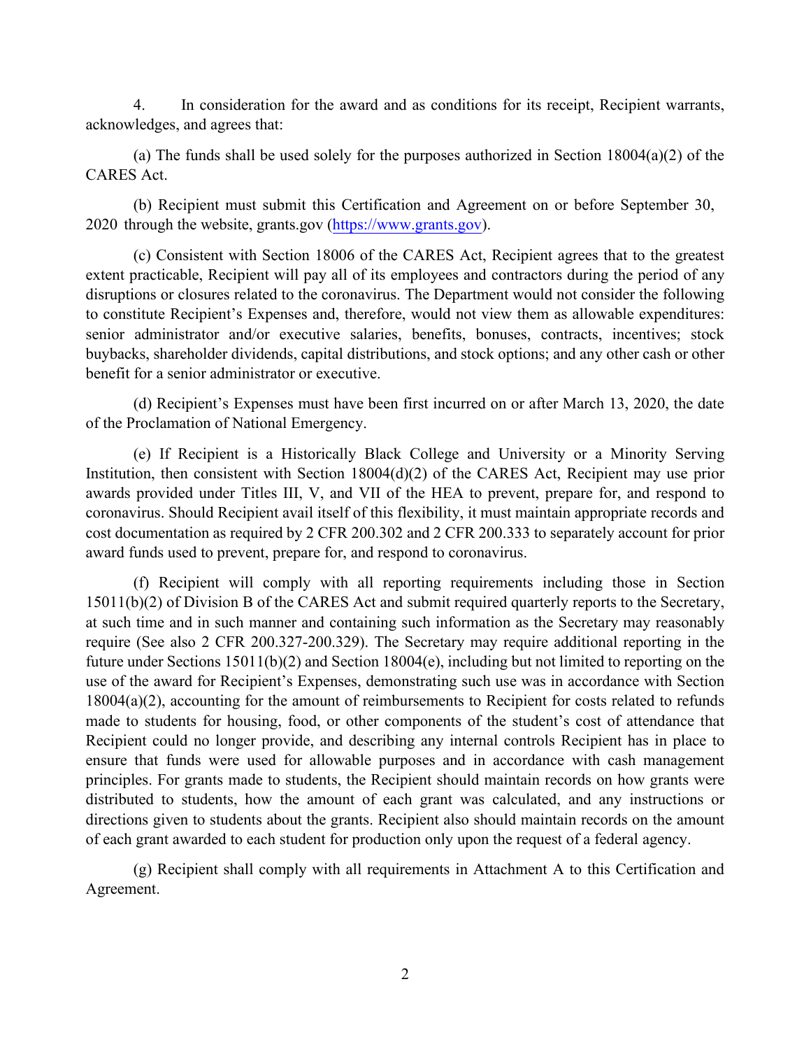4. In consideration for the award and as conditions for its receipt, Recipient warrants, acknowledges, and agrees that:

(a) The funds shall be used solely for the purposes authorized in Section 18004(a)(2) of the CARES Act.

(b) Recipient must submit this Certification and Agreement on or before September 30, 2020 through the website, grants.gov (https://www.grants.gov).

(c) Consistent with Section 18006 of the CARES Act, Recipient agrees that to the greatest extent practicable, Recipient will pay all of its employees and contractors during the period of any disruptions or closures related to the coronavirus. The Department would not consider the following to constitute Recipient's Expenses and, therefore, would not view them as allowable expenditures: senior administrator and/or executive salaries, benefits, bonuses, contracts, incentives; stock buybacks, shareholder dividends, capital distributions, and stock options; and any other cash or other benefit for a senior administrator or executive.

(d) Recipient's Expenses must have been first incurred on or after March 13, 2020, the date of the Proclamation of National Emergency.

(e) If Recipient is a Historically Black College and University or a Minority Serving Institution, then consistent with Section 18004(d)(2) of the CARES Act, Recipient may use prior awards provided under Titles III, V, and VII of the HEA to prevent, prepare for, and respond to coronavirus. Should Recipient avail itself of this flexibility, it must maintain appropriate records and cost documentation as required by 2 CFR 200.302 and 2 CFR 200.333 to separately account for prior award funds used to prevent, prepare for, and respond to coronavirus.

(f) Recipient will comply with all reporting requirements including those in Section 15011(b)(2) of Division B of the CARES Act and submit required quarterly reports to the Secretary, at such time and in such manner and containing such information as the Secretary may reasonably require (See also 2 CFR 200.327-200.329). The Secretary may require additional reporting in the future under Sections 15011(b)(2) and Section 18004(e), including but not limited to reporting on the use of the award for Recipient's Expenses, demonstrating such use was in accordance with Section 18004(a)(2), accounting for the amount of reimbursements to Recipient for costs related to refunds made to students for housing, food, or other components of the student's cost of attendance that Recipient could no longer provide, and describing any internal controls Recipient has in place to ensure that funds were used for allowable purposes and in accordance with cash management principles. For grants made to students, the Recipient should maintain records on how grants were distributed to students, how the amount of each grant was calculated, and any instructions or directions given to students about the grants. Recipient also should maintain records on the amount of each grant awarded to each student for production only upon the request of a federal agency.

(g) Recipient shall comply with all requirements in Attachment A to this Certification and Agreement.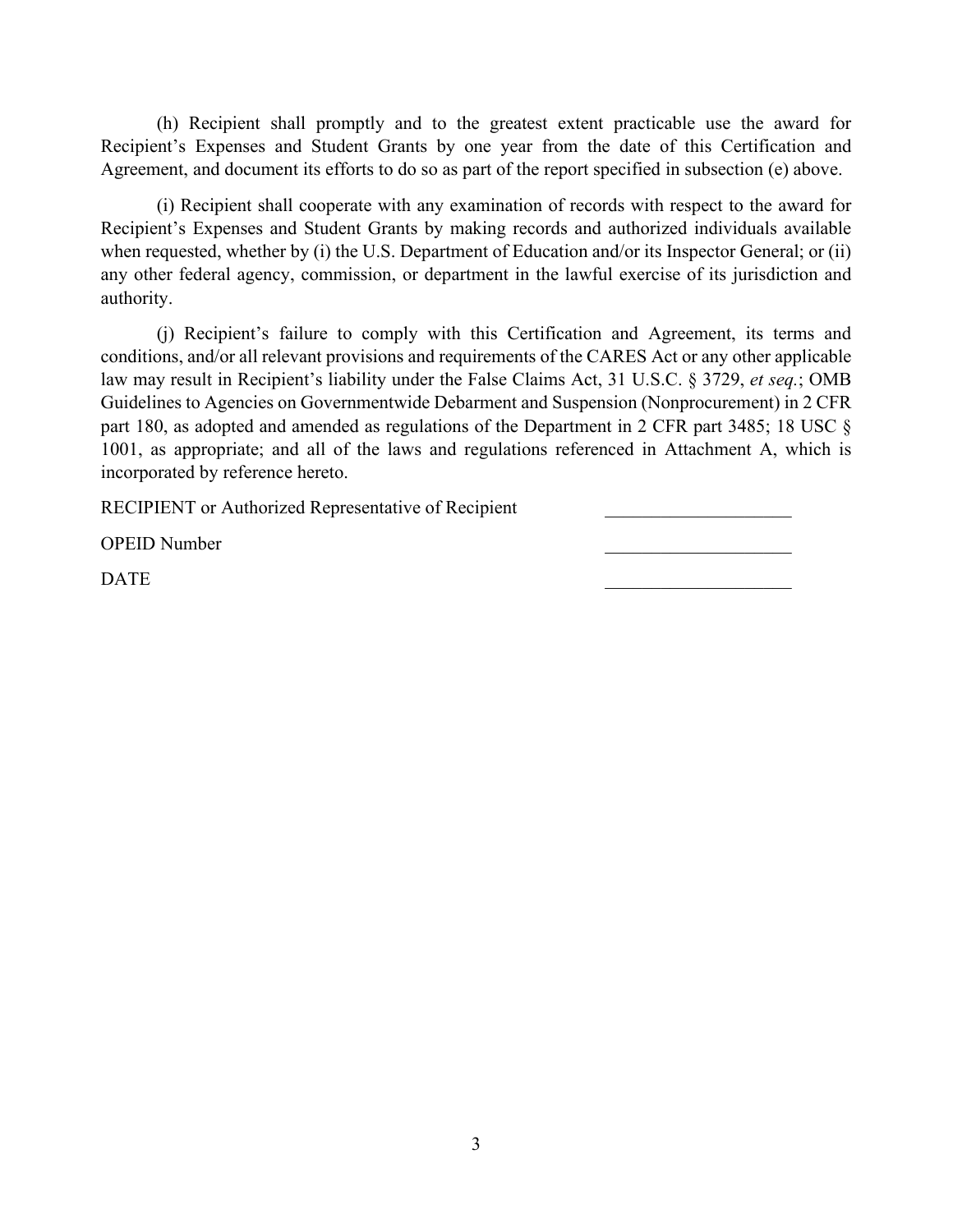(h) Recipient shall promptly and to the greatest extent practicable use the award for Recipient's Expenses and Student Grants by one year from the date of this Certification and Agreement, and document its efforts to do so as part of the report specified in subsection (e) above.

(i) Recipient shall cooperate with any examination of records with respect to the award for Recipient's Expenses and Student Grants by making records and authorized individuals available when requested, whether by (i) the U.S. Department of Education and/or its Inspector General; or (ii) any other federal agency, commission, or department in the lawful exercise of its jurisdiction and authority.

(j) Recipient's failure to comply with this Certification and Agreement, its terms and conditions, and/or all relevant provisions and requirements of the CARES Act or any other applicable law may result in Recipient's liability under the False Claims Act, 31 U.S.C. § 3729, *et seq.*; OMB Guidelines to Agencies on Governmentwide Debarment and Suspension (Nonprocurement) in 2 CFR part 180, as adopted and amended as regulations of the Department in 2 CFR part 3485; 18 USC § 1001, as appropriate; and all of the laws and regulations referenced in Attachment A, which is incorporated by reference hereto.

RECIPIENT or Authorized Representative of Recipient ____________________

OPEID Number ____________________

DATE ____________________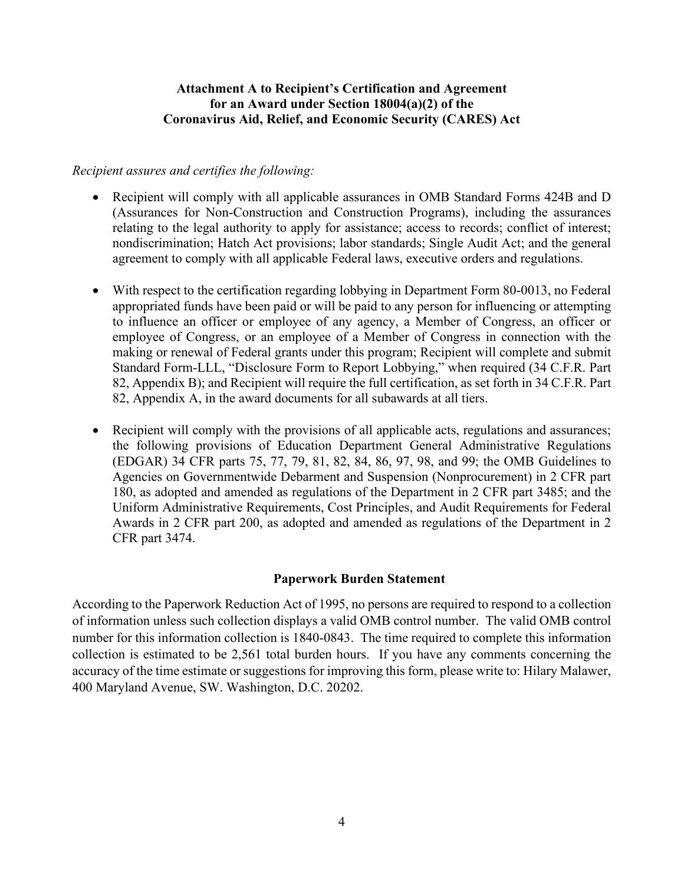**Attachment A to Recipient's Certification and Agreement for an Award under Section 18004(a)(2) of the Coronavirus Aid, Relief, and Economic Security (CARES) Act**

*Recipient assures and certifies the following:*

- Recipient will comply with all applicable assurances in OMB Standard Forms 424B and D (Assurances for Non-Construction and Construction Programs), including the assurances relating to the legal authority to apply for assistance; access to records; conflict of interest; nondiscrimination; Hatch Act provisions; labor standards; Single Audit Act; and the general agreement to comply with all applicable Federal laws, executive orders and regulations.

- With respect to the certification regarding lobbying in Department Form 80-0013, no Federal appropriated funds have been paid or will be paid to any person for influencing or attempting to influence an officer or employee of any agency, a Member of Congress, an officer or employee of Congress, or an employee of a Member of Congress in connection with the making or renewal of Federal grants under this program; Recipient will complete and submit Standard Form-LLL, "Disclosure Form to Report Lobbying," when required (34 C.F.R. Part 82, Appendix B); and Recipient will require the full certification, as set forth in 34 C.F.R. Part 82, Appendix A, in the award documents for all subawards at all tiers.

- Recipient will comply with the provisions of all applicable acts, regulations and assurances; the following provisions of Education Department General Administrative Regulations (EDGAR) 34 CFR parts 75, 77, 79, 81, 82, 84, 86, 97, 98, and 99; the OMB Guidelines to Agencies on Governmentwide Debarment and Suspension (Nonprocurement) in 2 CFR part 180, as adopted and amended as regulations of the Department in 2 CFR part 3485; and the Uniform Administrative Requirements, Cost Principles, and Audit Requirements for Federal Awards in 2 CFR part 200, as adopted and amended as regulations of the Department in 2 CFR part 3474.

**Paperwork Burden Statement**

According to the Paperwork Reduction Act of 1995, no persons are required to respond to a collection of information unless such collection displays a valid OMB control number. The valid OMB control number for this information collection is 1840-0843. The time required to complete this information collection is estimated to be 2,561 total burden hours. If you have any comments concerning the accuracy of the time estimate or suggestions for improving this form, please write to: Hilary Malawer, 400 Maryland Avenue, SW. Washington, D.C. 20202.